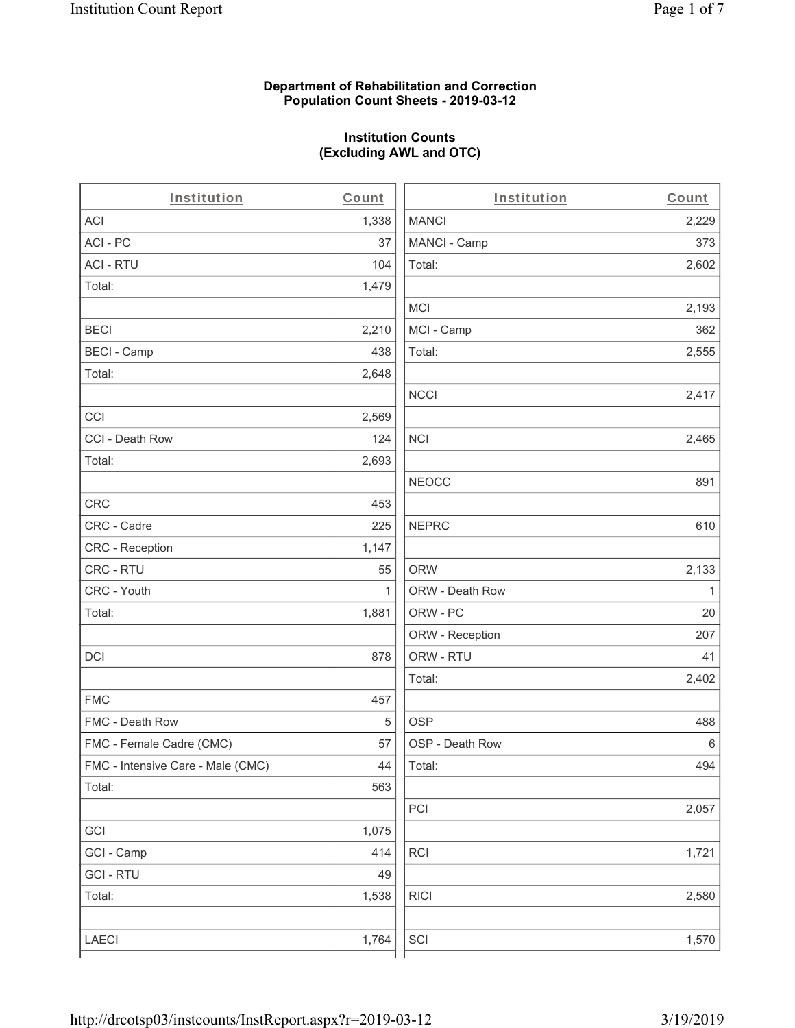**Department of Rehabilitation and Correction**
**Population Count Sheets - 2019-03-12**

**Institution Counts**
**(Excluding AWL and OTC)**

| Institution | Count |
|---|---|
| ACI | 1,338 |
| ACI - PC | 37 |
| ACI - RTU | 104 |
| Total: | 1,479 |
| | |
| BECI | 2,210 |
| BECI - Camp | 438 |
| Total: | 2,648 |
| | |
| CCI | 2,569 |
| CCI - Death Row | 124 |
| Total: | 2,693 |
| | |
| CRC | 453 |
| CRC - Cadre | 225 |
| CRC - Reception | 1,147 |
| CRC - RTU | 55 |
| CRC - Youth | 1 |
| Total: | 1,881 |
| | |
| DCI | 878 |
| | |
| FMC | 457 |
| FMC - Death Row | 5 |
| FMC - Female Cadre (CMC) | 57 |
| FMC - Intensive Care - Male (CMC) | 44 |
| Total: | 563 |
| | |
| GCI | 1,075 |
| GCI - Camp | 414 |
| GCI - RTU | 49 |
| Total: | 1,538 |
| | |
| LAECI | 1,764 |

| Institution | Count |
|---|---|
| MANCI | 2,229 |
| MANCI - Camp | 373 |
| Total: | 2,602 |
| | |
| MCI | 2,193 |
| MCI - Camp | 362 |
| Total: | 2,555 |
| | |
| NCCI | 2,417 |
| | |
| NCI | 2,465 |
| | |
| NEOCC | 891 |
| | |
| NEPRC | 610 |
| | |
| ORW | 2,133 |
| ORW - Death Row | 1 |
| ORW - PC | 20 |
| ORW - Reception | 207 |
| ORW - RTU | 41 |
| Total: | 2,402 |
| | |
| OSP | 488 |
| OSP - Death Row | 6 |
| Total: | 494 |
| | |
| PCI | 2,057 |
| | |
| RCI | 1,721 |
| | |
| RICI | 2,580 |
| | |
| SCI | 1,570 |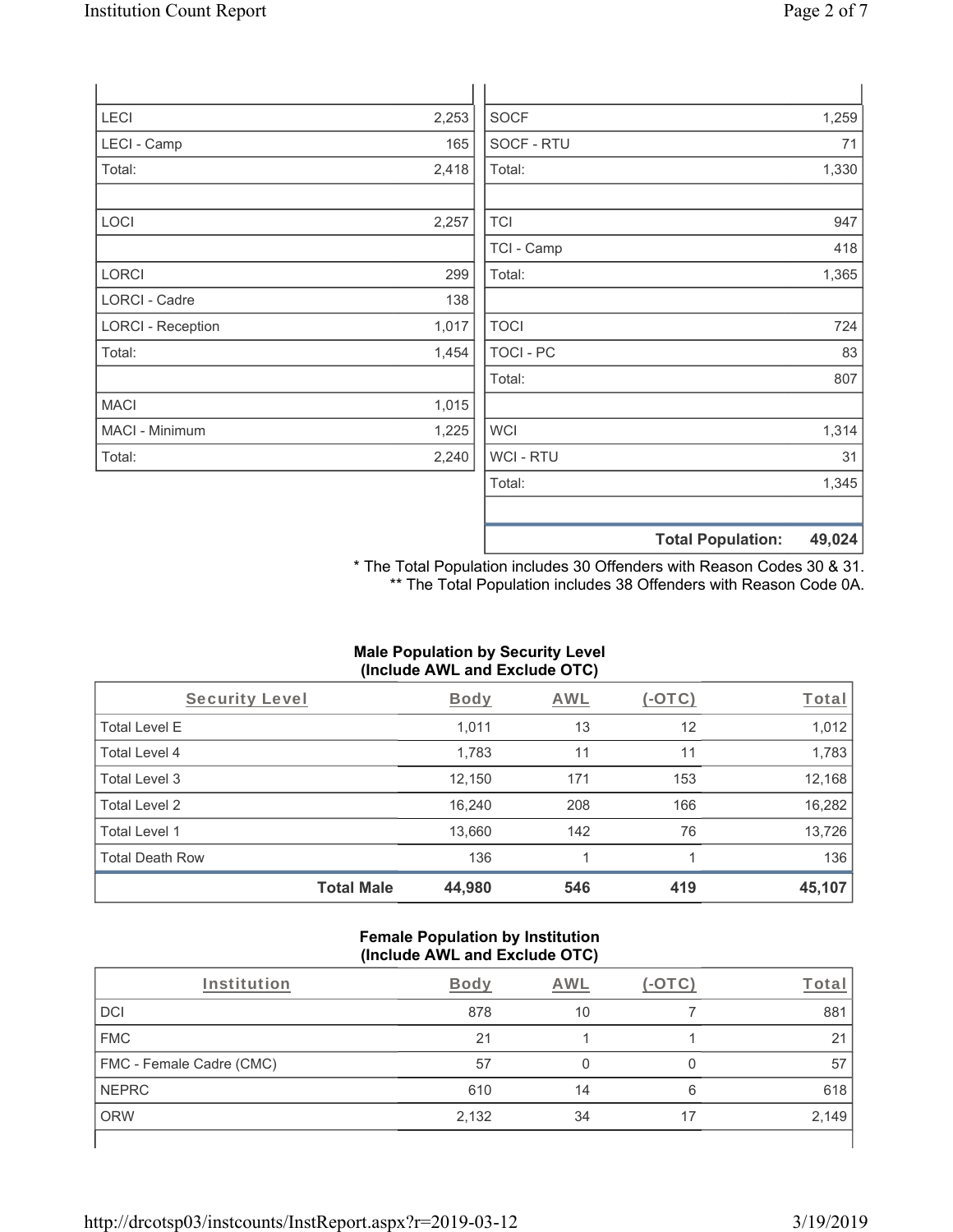| | |
|---|---|
| LECI | 2,253 |
| LECI - Camp | 165 |
| Total: | 2,418 |
| | |
| LOCI | 2,257 |
| | |
| LORCI | 299 |
| LORCI - Cadre | 138 |
| LORCI - Reception | 1,017 |
| Total: | 1,454 |
| | |
| MACI | 1,015 |
| MACI - Minimum | 1,225 |
| Total: | 2,240 |

| | |
|---|---|
| SOCF | 1,259 |
| SOCF - RTU | 71 |
| Total: | 1,330 |
| | |
| TCI | 947 |
| TCI - Camp | 418 |
| Total: | 1,365 |
| | |
| TOCI | 724 |
| TOCI - PC | 83 |
| Total: | 807 |
| | |
| WCI | 1,314 |
| WCI - RTU | 31 |
| Total: | 1,345 |
| | |
| **Total Population:** | **49,024** |

\* The Total Population includes 30 Offenders with Reason Codes 30 & 31.
\*\* The Total Population includes 38 Offenders with Reason Code 0A.

### Male Population by Security Level (Include AWL and Exclude OTC)

| Security Level | Body | AWL | (-OTC) | Total |
|---|---|---|---|---|
| Total Level E | 1,011 | 13 | 12 | 1,012 |
| Total Level 4 | 1,783 | 11 | 11 | 1,783 |
| Total Level 3 | 12,150 | 171 | 153 | 12,168 |
| Total Level 2 | 16,240 | 208 | 166 | 16,282 |
| Total Level 1 | 13,660 | 142 | 76 | 13,726 |
| Total Death Row | 136 | 1 | 1 | 136 |
| **Total Male** | **44,980** | **546** | **419** | **45,107** |

### Female Population by Institution (Include AWL and Exclude OTC)

| Institution | Body | AWL | (-OTC) | Total |
|---|---|---|---|---|
| DCI | 878 | 10 | 7 | 881 |
| FMC | 21 | 1 | 1 | 21 |
| FMC - Female Cadre (CMC) | 57 | 0 | 0 | 57 |
| NEPRC | 610 | 14 | 6 | 618 |
| ORW | 2,132 | 34 | 17 | 2,149 |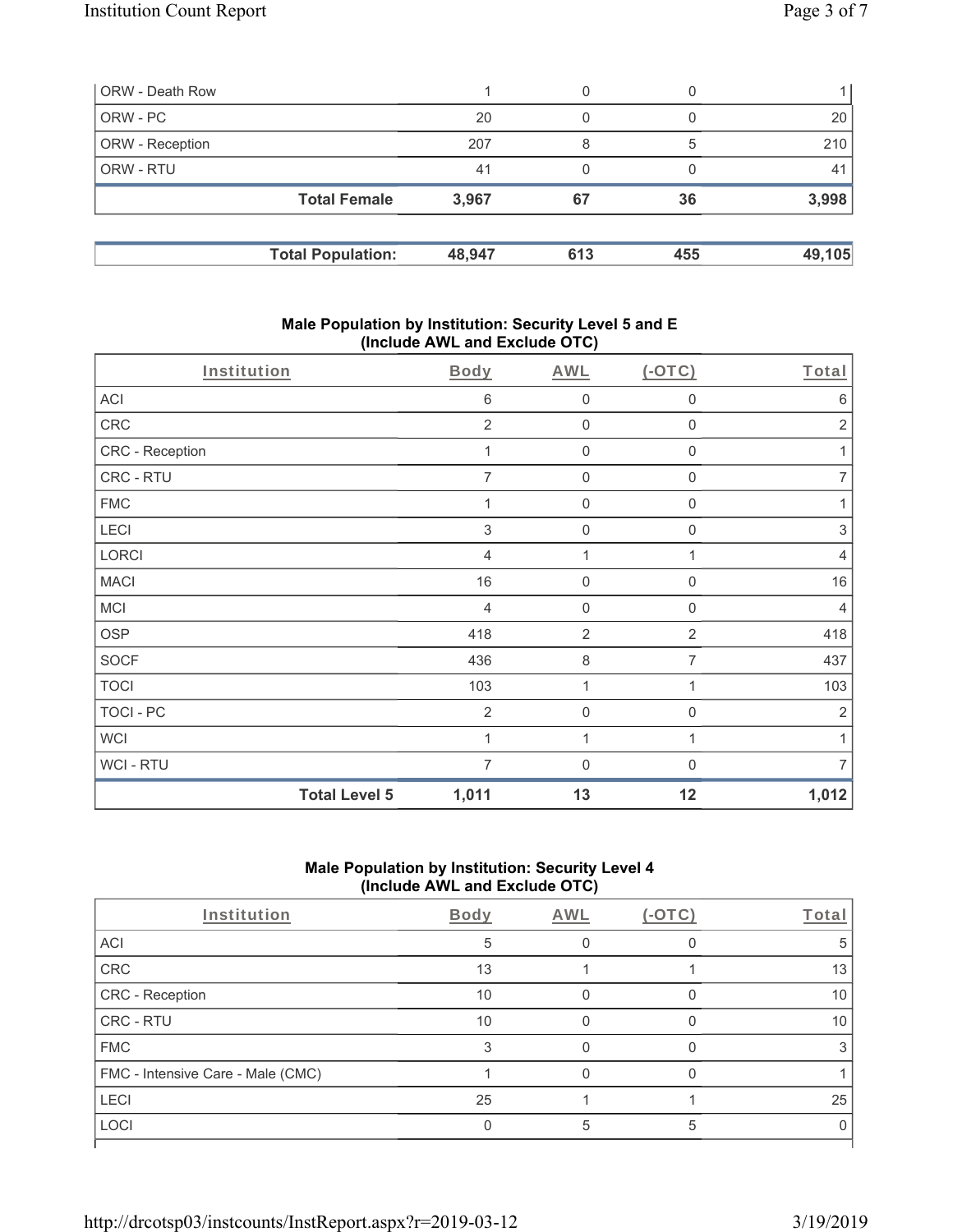| | | | | |
|---|---|---|---|---|
| ORW - Death Row | 1 | 0 | 0 | 1 |
| ORW - PC | 20 | 0 | 0 | 20 |
| ORW - Reception | 207 | 8 | 5 | 210 |
| ORW - RTU | 41 | 0 | 0 | 41 |
| **Total Female** | **3,967** | **67** | **36** | **3,998** |

| | | | | |
|---|---|---|---|---|
| **Total Population:** | **48,947** | **613** | **455** | **49,105** |

## Male Population by Institution: Security Level 5 and E (Include AWL and Exclude OTC)

| Institution | Body | AWL | (-OTC) | Total |
|---|---|---|---|---|
| ACI | 6 | 0 | 0 | 6 |
| CRC | 2 | 0 | 0 | 2 |
| CRC - Reception | 1 | 0 | 0 | 1 |
| CRC - RTU | 7 | 0 | 0 | 7 |
| FMC | 1 | 0 | 0 | 1 |
| LECI | 3 | 0 | 0 | 3 |
| LORCI | 4 | 1 | 1 | 4 |
| MACI | 16 | 0 | 0 | 16 |
| MCI | 4 | 0 | 0 | 4 |
| OSP | 418 | 2 | 2 | 418 |
| SOCF | 436 | 8 | 7 | 437 |
| TOCI | 103 | 1 | 1 | 103 |
| TOCI - PC | 2 | 0 | 0 | 2 |
| WCI | 1 | 1 | 1 | 1 |
| WCI - RTU | 7 | 0 | 0 | 7 |
| **Total Level 5** | **1,011** | **13** | **12** | **1,012** |

## Male Population by Institution: Security Level 4 (Include AWL and Exclude OTC)

| Institution | Body | AWL | (-OTC) | Total |
|---|---|---|---|---|
| ACI | 5 | 0 | 0 | 5 |
| CRC | 13 | 1 | 1 | 13 |
| CRC - Reception | 10 | 0 | 0 | 10 |
| CRC - RTU | 10 | 0 | 0 | 10 |
| FMC | 3 | 0 | 0 | 3 |
| FMC - Intensive Care - Male (CMC) | 1 | 0 | 0 | 1 |
| LECI | 25 | 1 | 1 | 25 |
| LOCI | 0 | 5 | 5 | 0 |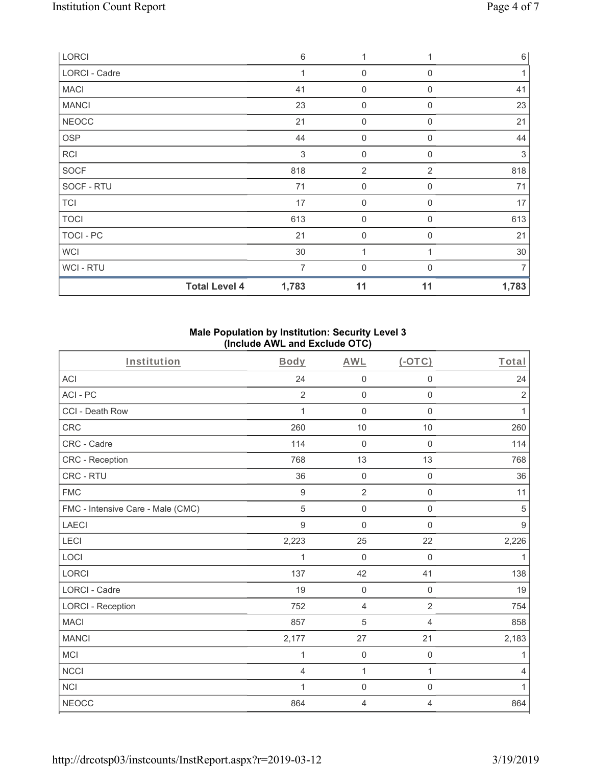| | | | | |
|---|---|---|---|---|
| LORCI | 6 | 1 | 1 | 6 |
| LORCI - Cadre | 1 | 0 | 0 | 1 |
| MACI | 41 | 0 | 0 | 41 |
| MANCI | 23 | 0 | 0 | 23 |
| NEOCC | 21 | 0 | 0 | 21 |
| OSP | 44 | 0 | 0 | 44 |
| RCI | 3 | 0 | 0 | 3 |
| SOCF | 818 | 2 | 2 | 818 |
| SOCF - RTU | 71 | 0 | 0 | 71 |
| TCI | 17 | 0 | 0 | 17 |
| TOCI | 613 | 0 | 0 | 613 |
| TOCI - PC | 21 | 0 | 0 | 21 |
| WCI | 30 | 1 | 1 | 30 |
| WCI - RTU | 7 | 0 | 0 | 7 |
| **Total Level 4** | **1,783** | **11** | **11** | **1,783** |

**Male Population by Institution: Security Level 3 (Include AWL and Exclude OTC)**

| Institution | Body | AWL | (-OTC) | Total |
|---|---|---|---|---|
| ACI | 24 | 0 | 0 | 24 |
| ACI - PC | 2 | 0 | 0 | 2 |
| CCI - Death Row | 1 | 0 | 0 | 1 |
| CRC | 260 | 10 | 10 | 260 |
| CRC - Cadre | 114 | 0 | 0 | 114 |
| CRC - Reception | 768 | 13 | 13 | 768 |
| CRC - RTU | 36 | 0 | 0 | 36 |
| FMC | 9 | 2 | 0 | 11 |
| FMC - Intensive Care - Male (CMC) | 5 | 0 | 0 | 5 |
| LAECI | 9 | 0 | 0 | 9 |
| LECI | 2,223 | 25 | 22 | 2,226 |
| LOCI | 1 | 0 | 0 | 1 |
| LORCI | 137 | 42 | 41 | 138 |
| LORCI - Cadre | 19 | 0 | 0 | 19 |
| LORCI - Reception | 752 | 4 | 2 | 754 |
| MACI | 857 | 5 | 4 | 858 |
| MANCI | 2,177 | 27 | 21 | 2,183 |
| MCI | 1 | 0 | 0 | 1 |
| NCCI | 4 | 1 | 1 | 4 |
| NCI | 1 | 0 | 0 | 1 |
| NEOCC | 864 | 4 | 4 | 864 |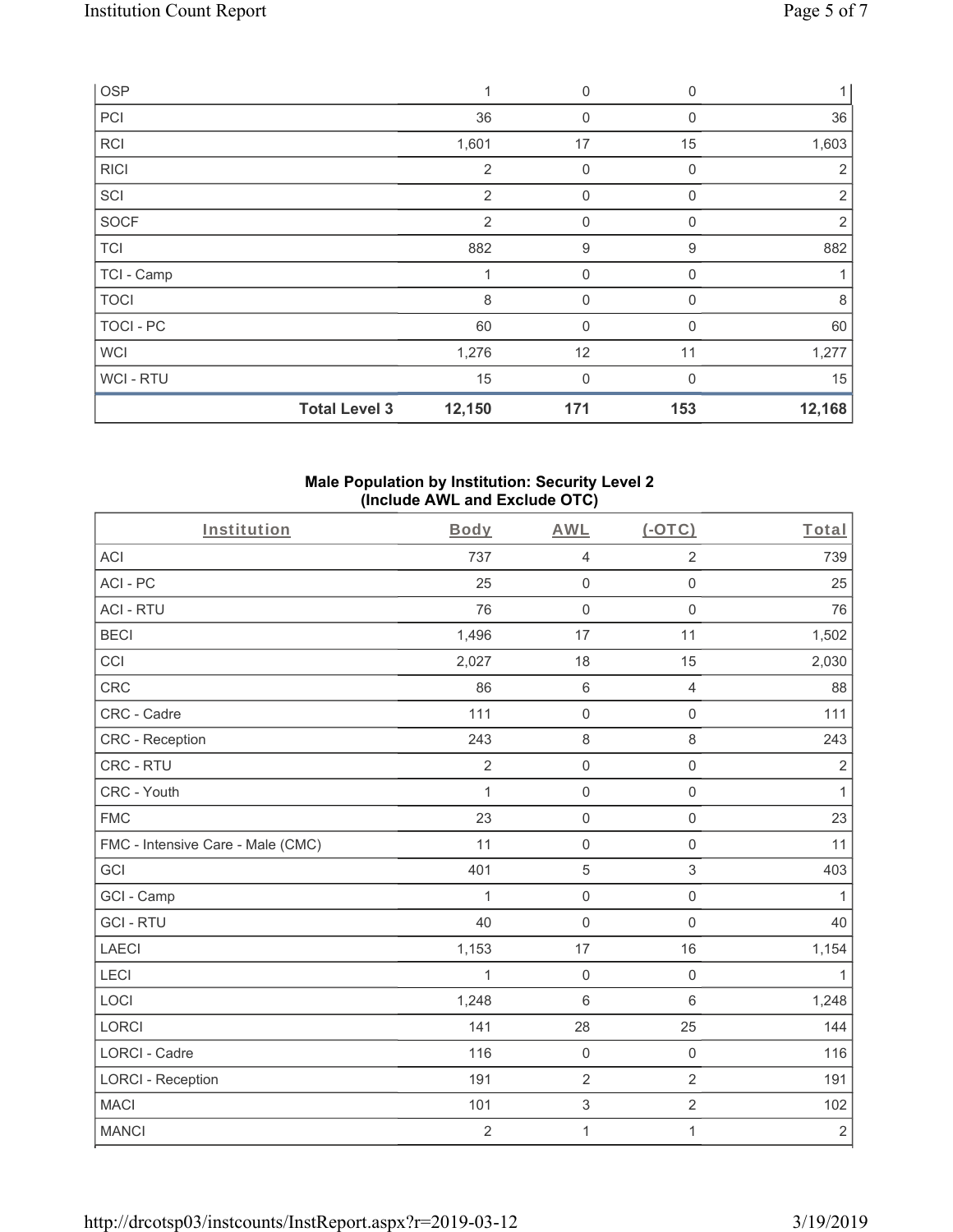| OSP | 1 | 0 | 0 | 1 |
|---|---|---|---|---|
| PCI | 36 | 0 | 0 | 36 |
| RCI | 1,601 | 17 | 15 | 1,603 |
| RICI | 2 | 0 | 0 | 2 |
| SCI | 2 | 0 | 0 | 2 |
| SOCF | 2 | 0 | 0 | 2 |
| TCI | 882 | 9 | 9 | 882 |
| TCI - Camp | 1 | 0 | 0 | 1 |
| TOCI | 8 | 0 | 0 | 8 |
| TOCI - PC | 60 | 0 | 0 | 60 |
| WCI | 1,276 | 12 | 11 | 1,277 |
| WCI - RTU | 15 | 0 | 0 | 15 |
| **Total Level 3** | **12,150** | **171** | **153** | **12,168** |

**Male Population by Institution: Security Level 2 (Include AWL and Exclude OTC)**

| Institution | Body | AWL | (-OTC) | Total |
|---|---|---|---|---|
| ACI | 737 | 4 | 2 | 739 |
| ACI - PC | 25 | 0 | 0 | 25 |
| ACI - RTU | 76 | 0 | 0 | 76 |
| BECI | 1,496 | 17 | 11 | 1,502 |
| CCI | 2,027 | 18 | 15 | 2,030 |
| CRC | 86 | 6 | 4 | 88 |
| CRC - Cadre | 111 | 0 | 0 | 111 |
| CRC - Reception | 243 | 8 | 8 | 243 |
| CRC - RTU | 2 | 0 | 0 | 2 |
| CRC - Youth | 1 | 0 | 0 | 1 |
| FMC | 23 | 0 | 0 | 23 |
| FMC - Intensive Care - Male (CMC) | 11 | 0 | 0 | 11 |
| GCI | 401 | 5 | 3 | 403 |
| GCI - Camp | 1 | 0 | 0 | 1 |
| GCI - RTU | 40 | 0 | 0 | 40 |
| LAECI | 1,153 | 17 | 16 | 1,154 |
| LECI | 1 | 0 | 0 | 1 |
| LOCI | 1,248 | 6 | 6 | 1,248 |
| LORCI | 141 | 28 | 25 | 144 |
| LORCI - Cadre | 116 | 0 | 0 | 116 |
| LORCI - Reception | 191 | 2 | 2 | 191 |
| MACI | 101 | 3 | 2 | 102 |
| MANCI | 2 | 1 | 1 | 2 |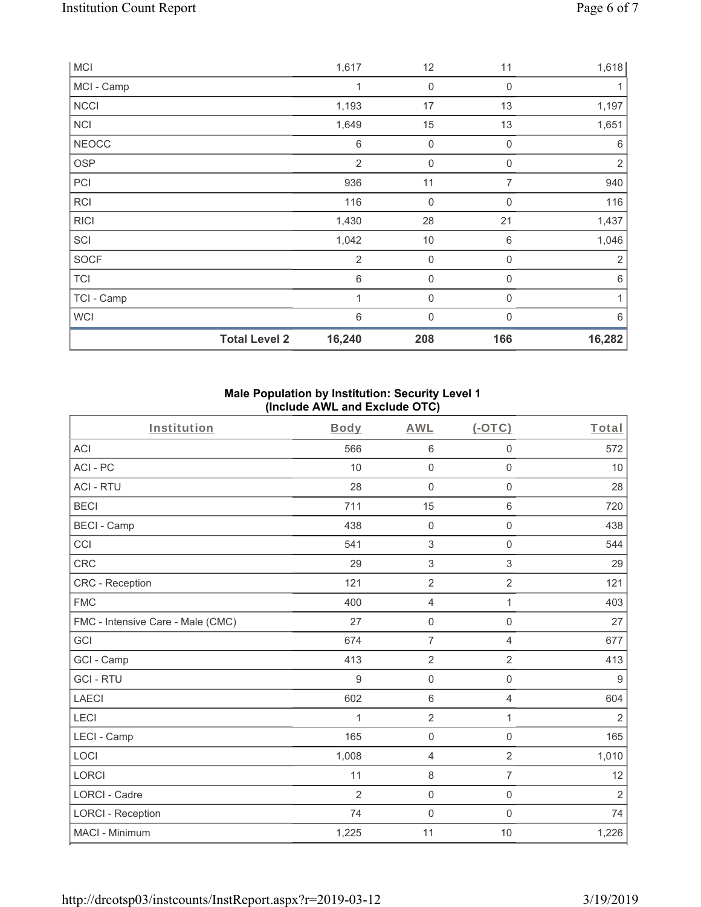| | | | | |
|---|---|---|---|---|
| MCI | 1,617 | 12 | 11 | 1,618 |
| MCI - Camp | 1 | 0 | 0 | 1 |
| NCCI | 1,193 | 17 | 13 | 1,197 |
| NCI | 1,649 | 15 | 13 | 1,651 |
| NEOCC | 6 | 0 | 0 | 6 |
| OSP | 2 | 0 | 0 | 2 |
| PCI | 936 | 11 | 7 | 940 |
| RCI | 116 | 0 | 0 | 116 |
| RICI | 1,430 | 28 | 21 | 1,437 |
| SCI | 1,042 | 10 | 6 | 1,046 |
| SOCF | 2 | 0 | 0 | 2 |
| TCI | 6 | 0 | 0 | 6 |
| TCI - Camp | 1 | 0 | 0 | 1 |
| WCI | 6 | 0 | 0 | 6 |
| **Total Level 2** | **16,240** | **208** | **166** | **16,282** |

**Male Population by Institution: Security Level 1 (Include AWL and Exclude OTC)**

| Institution | Body | AWL | (-OTC) | Total |
|---|---|---|---|---|
| ACI | 566 | 6 | 0 | 572 |
| ACI - PC | 10 | 0 | 0 | 10 |
| ACI - RTU | 28 | 0 | 0 | 28 |
| BECI | 711 | 15 | 6 | 720 |
| BECI - Camp | 438 | 0 | 0 | 438 |
| CCI | 541 | 3 | 0 | 544 |
| CRC | 29 | 3 | 3 | 29 |
| CRC - Reception | 121 | 2 | 2 | 121 |
| FMC | 400 | 4 | 1 | 403 |
| FMC - Intensive Care - Male (CMC) | 27 | 0 | 0 | 27 |
| GCI | 674 | 7 | 4 | 677 |
| GCI - Camp | 413 | 2 | 2 | 413 |
| GCI - RTU | 9 | 0 | 0 | 9 |
| LAECI | 602 | 6 | 4 | 604 |
| LECI | 1 | 2 | 1 | 2 |
| LECI - Camp | 165 | 0 | 0 | 165 |
| LOCI | 1,008 | 4 | 2 | 1,010 |
| LORCI | 11 | 8 | 7 | 12 |
| LORCI - Cadre | 2 | 0 | 0 | 2 |
| LORCI - Reception | 74 | 0 | 0 | 74 |
| MACI - Minimum | 1,225 | 11 | 10 | 1,226 |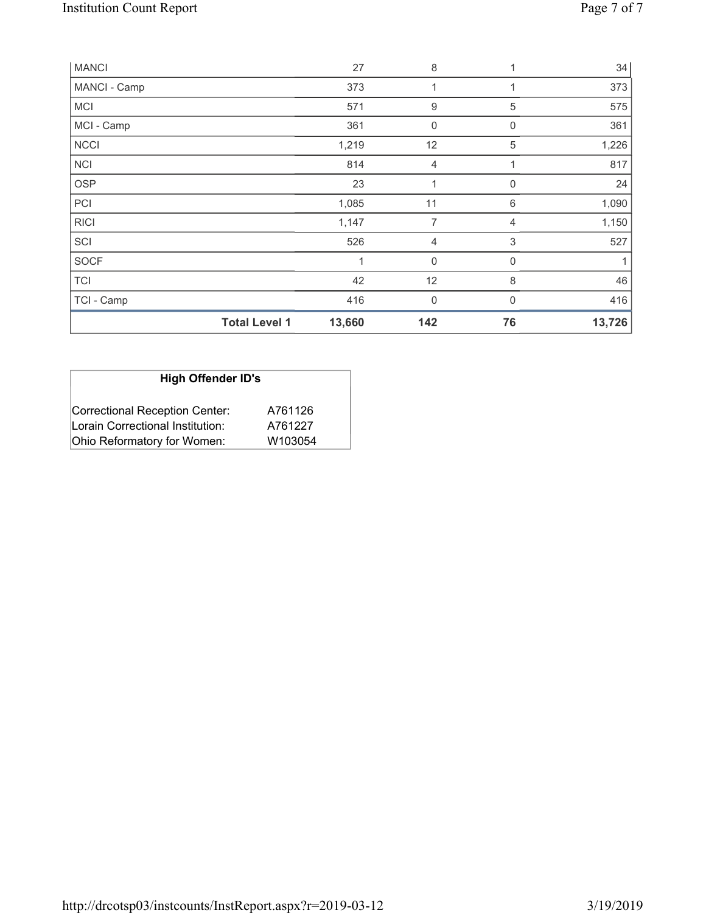| | | | | |
|---|---|---|---|---|
| MANCI | 27 | 8 | 1 | 34 |
| MANCI - Camp | 373 | 1 | 1 | 373 |
| MCI | 571 | 9 | 5 | 575 |
| MCI - Camp | 361 | 0 | 0 | 361 |
| NCCI | 1,219 | 12 | 5 | 1,226 |
| NCI | 814 | 4 | 1 | 817 |
| OSP | 23 | 1 | 0 | 24 |
| PCI | 1,085 | 11 | 6 | 1,090 |
| RICI | 1,147 | 7 | 4 | 1,150 |
| SCI | 526 | 4 | 3 | 527 |
| SOCF | 1 | 0 | 0 | 1 |
| TCI | 42 | 12 | 8 | 46 |
| TCI - Camp | 416 | 0 | 0 | 416 |
| **Total Level 1** | **13,660** | **142** | **76** | **13,726** |

| High Offender ID's | |
|---|---|
| Correctional Reception Center: | A761126 |
| Lorain Correctional Institution: | A761227 |
| Ohio Reformatory for Women: | W103054 |